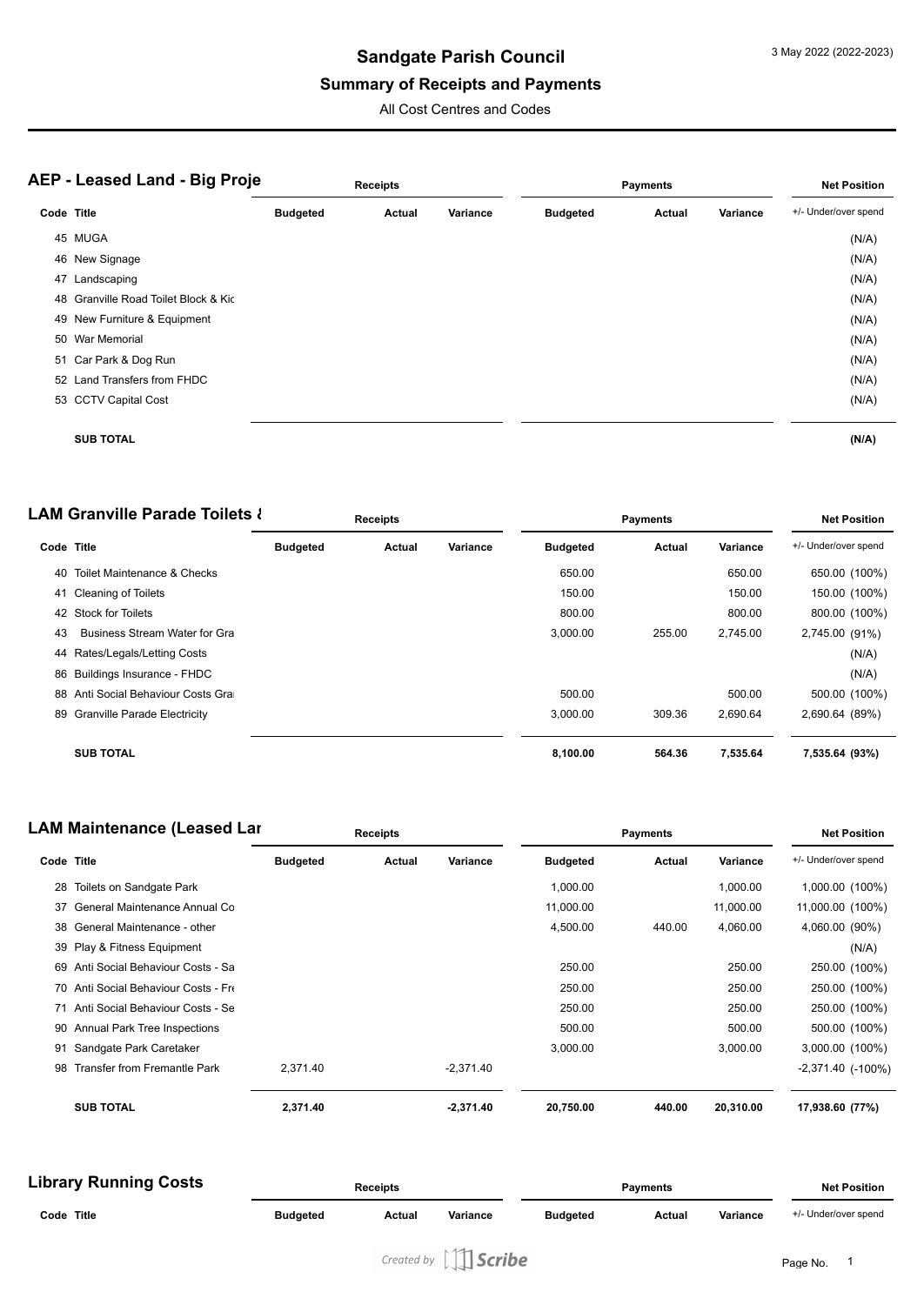# Sandgate Parish Council

## Summary of Receipts and Payments

All Cost Centres and Codes

3 May 2022 (2022-2023)

### AEP - Leased Land - Big Proje

| Code | Title | Receipts Budgeted | Receipts Actual | Receipts Variance | Payments Budgeted | Payments Actual | Payments Variance | Net Position +/- Under/over spend |
|---|---|---|---|---|---|---|---|---|
| 45 | MUGA | | | | | | | (N/A) |
| 46 | New Signage | | | | | | | (N/A) |
| 47 | Landscaping | | | | | | | (N/A) |
| 48 | Granville Road Toilet Block & Kic | | | | | | | (N/A) |
| 49 | New Furniture & Equipment | | | | | | | (N/A) |
| 50 | War Memorial | | | | | | | (N/A) |
| 51 | Car Park & Dog Run | | | | | | | (N/A) |
| 52 | Land Transfers from FHDC | | | | | | | (N/A) |
| 53 | CCTV Capital Cost | | | | | | | (N/A) |
| | **SUB TOTAL** | | | | | | | **(N/A)** |

### LAM Granville Parade Toilets &

| Code | Title | Receipts Budgeted | Receipts Actual | Receipts Variance | Payments Budgeted | Payments Actual | Payments Variance | Net Position +/- Under/over spend |
|---|---|---|---|---|---|---|---|---|
| 40 | Toilet Maintenance & Checks | | | | 650.00 | | 650.00 | 650.00 (100%) |
| 41 | Cleaning of Toilets | | | | 150.00 | | 150.00 | 150.00 (100%) |
| 42 | Stock for Toilets | | | | 800.00 | | 800.00 | 800.00 (100%) |
| 43 | Business Stream Water for Gra | | | | 3,000.00 | 255.00 | 2,745.00 | 2,745.00 (91%) |
| 44 | Rates/Legals/Letting Costs | | | | | | | (N/A) |
| 86 | Buildings Insurance - FHDC | | | | | | | (N/A) |
| 88 | Anti Social Behaviour Costs Gra | | | | 500.00 | | 500.00 | 500.00 (100%) |
| 89 | Granville Parade Electricity | | | | 3,000.00 | 309.36 | 2,690.64 | 2,690.64 (89%) |
| | **SUB TOTAL** | | | | **8,100.00** | **564.36** | **7,535.64** | **7,535.64 (93%)** |

### LAM Maintenance (Leased Lar

| Code | Title | Receipts Budgeted | Receipts Actual | Receipts Variance | Payments Budgeted | Payments Actual | Payments Variance | Net Position +/- Under/over spend |
|---|---|---|---|---|---|---|---|---|
| 28 | Toilets on Sandgate Park | | | | 1,000.00 | | 1,000.00 | 1,000.00 (100%) |
| 37 | General Maintenance Annual Co | | | | 11,000.00 | | 11,000.00 | 11,000.00 (100%) |
| 38 | General Maintenance - other | | | | 4,500.00 | 440.00 | 4,060.00 | 4,060.00 (90%) |
| 39 | Play & Fitness Equipment | | | | | | | (N/A) |
| 69 | Anti Social Behaviour Costs - Sa | | | | 250.00 | | 250.00 | 250.00 (100%) |
| 70 | Anti Social Behaviour Costs - Fre | | | | 250.00 | | 250.00 | 250.00 (100%) |
| 71 | Anti Social Behaviour Costs - Se | | | | 250.00 | | 250.00 | 250.00 (100%) |
| 90 | Annual Park Tree Inspections | | | | 500.00 | | 500.00 | 500.00 (100%) |
| 91 | Sandgate Park Caretaker | | | | 3,000.00 | | 3,000.00 | 3,000.00 (100%) |
| 98 | Transfer from Fremantle Park | 2,371.40 | | -2,371.40 | | | | -2,371.40 (-100%) |
| | **SUB TOTAL** | **2,371.40** | | **-2,371.40** | **20,750.00** | **440.00** | **20,310.00** | **17,938.60 (77%)** |

### Library Running Costs

| Code | Title | Receipts Budgeted | Receipts Actual | Receipts Variance | Payments Budgeted | Payments Actual | Payments Variance | Net Position +/- Under/over spend |
|---|---|---|---|---|---|---|---|---|

Created by Scribe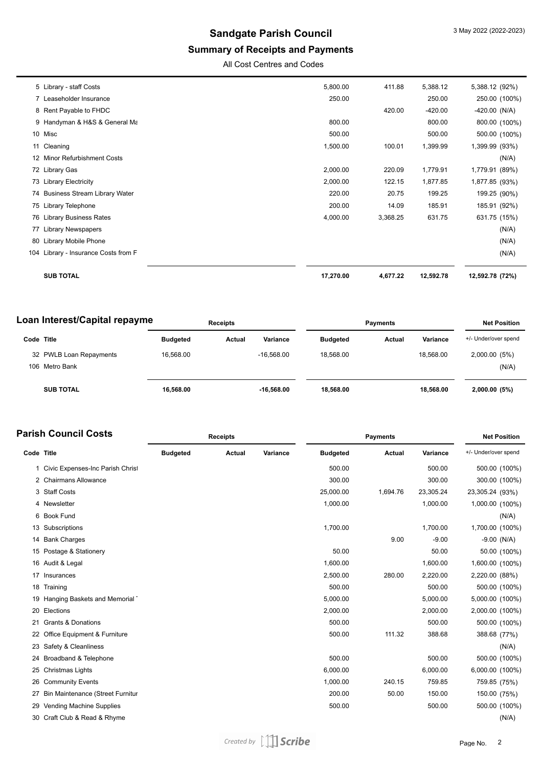# Sandgate Parish Council

## Summary of Receipts and Payments

All Cost Centres and Codes

| Code | Title | Budgeted | Actual | Variance | Budgeted | Actual | Variance | +/- Under/over spend |
|---|---|---|---|---|---|---|---|---|
| 5 | Library - staff Costs | | | | 5,800.00 | 411.88 | 5,388.12 | 5,388.12 (92%) |
| 7 | Leaseholder Insurance | | | | 250.00 | | 250.00 | 250.00 (100%) |
| 8 | Rent Payable to FHDC | | | | | 420.00 | -420.00 | -420.00 (N/A) |
| 9 | Handyman & H&S & General Ma | | | | 800.00 | | 800.00 | 800.00 (100%) |
| 10 | Misc | | | | 500.00 | | 500.00 | 500.00 (100%) |
| 11 | Cleaning | | | | 1,500.00 | 100.01 | 1,399.99 | 1,399.99 (93%) |
| 12 | Minor Refurbishment Costs | | | | | | | (N/A) |
| 72 | Library Gas | | | | 2,000.00 | 220.09 | 1,779.91 | 1,779.91 (89%) |
| 73 | Library Electricity | | | | 2,000.00 | 122.15 | 1,877.85 | 1,877.85 (93%) |
| 74 | Business Stream Library Water | | | | 220.00 | 20.75 | 199.25 | 199.25 (90%) |
| 75 | Library Telephone | | | | 200.00 | 14.09 | 185.91 | 185.91 (92%) |
| 76 | Library Business Rates | | | | 4,000.00 | 3,368.25 | 631.75 | 631.75 (15%) |
| 77 | Library Newspapers | | | | | | | (N/A) |
| 80 | Library Mobile Phone | | | | | | | (N/A) |
| 104 | Library - Insurance Costs from F | | | | | | | (N/A) |
| | **SUB TOTAL** | | | | **17,270.00** | **4,677.22** | **12,592.78** | **12,592.78 (72%)** |

## Loan Interest/Capital repayme

| | | Receipts | | | Payments | | | Net Position |
|---|---|---|---|---|---|---|---|---|
| **Code** | **Title** | **Budgeted** | **Actual** | **Variance** | **Budgeted** | **Actual** | **Variance** | +/- Under/over spend |
| 32 | PWLB Loan Repayments | 16,568.00 | | -16,568.00 | 18,568.00 | | 18,568.00 | 2,000.00 (5%) |
| 106 | Metro Bank | | | | | | | (N/A) |
| | **SUB TOTAL** | **16,568.00** | | **-16,568.00** | **18,568.00** | | **18,568.00** | **2,000.00 (5%)** |

## Parish Council Costs

| | | Receipts | | | Payments | | | Net Position |
|---|---|---|---|---|---|---|---|---|
| **Code** | **Title** | **Budgeted** | **Actual** | **Variance** | **Budgeted** | **Actual** | **Variance** | +/- Under/over spend |
| 1 | Civic Expenses-Inc Parish Christ | | | | 500.00 | | 500.00 | 500.00 (100%) |
| 2 | Chairmans Allowance | | | | 300.00 | | 300.00 | 300.00 (100%) |
| 3 | Staff Costs | | | | 25,000.00 | 1,694.76 | 23,305.24 | 23,305.24 (93%) |
| 4 | Newsletter | | | | 1,000.00 | | 1,000.00 | 1,000.00 (100%) |
| 6 | Book Fund | | | | | | | (N/A) |
| 13 | Subscriptions | | | | 1,700.00 | | 1,700.00 | 1,700.00 (100%) |
| 14 | Bank Charges | | | | | 9.00 | -9.00 | -9.00 (N/A) |
| 15 | Postage & Stationery | | | | 50.00 | | 50.00 | 50.00 (100%) |
| 16 | Audit & Legal | | | | 1,600.00 | | 1,600.00 | 1,600.00 (100%) |
| 17 | Insurances | | | | 2,500.00 | 280.00 | 2,220.00 | 2,220.00 (88%) |
| 18 | Training | | | | 500.00 | | 500.00 | 500.00 (100%) |
| 19 | Hanging Baskets and Memorial T | | | | 5,000.00 | | 5,000.00 | 5,000.00 (100%) |
| 20 | Elections | | | | 2,000.00 | | 2,000.00 | 2,000.00 (100%) |
| 21 | Grants & Donations | | | | 500.00 | | 500.00 | 500.00 (100%) |
| 22 | Office Equipment & Furniture | | | | 500.00 | 111.32 | 388.68 | 388.68 (77%) |
| 23 | Safety & Cleanliness | | | | | | | (N/A) |
| 24 | Broadband & Telephone | | | | 500.00 | | 500.00 | 500.00 (100%) |
| 25 | Christmas Lights | | | | 6,000.00 | | 6,000.00 | 6,000.00 (100%) |
| 26 | Community Events | | | | 1,000.00 | 240.15 | 759.85 | 759.85 (75%) |
| 27 | Bin Maintenance (Street Furnitur | | | | 200.00 | 50.00 | 150.00 | 150.00 (75%) |
| 29 | Vending Machine Supplies | | | | 500.00 | | 500.00 | 500.00 (100%) |
| 30 | Craft Club & Read & Rhyme | | | | | | | (N/A) |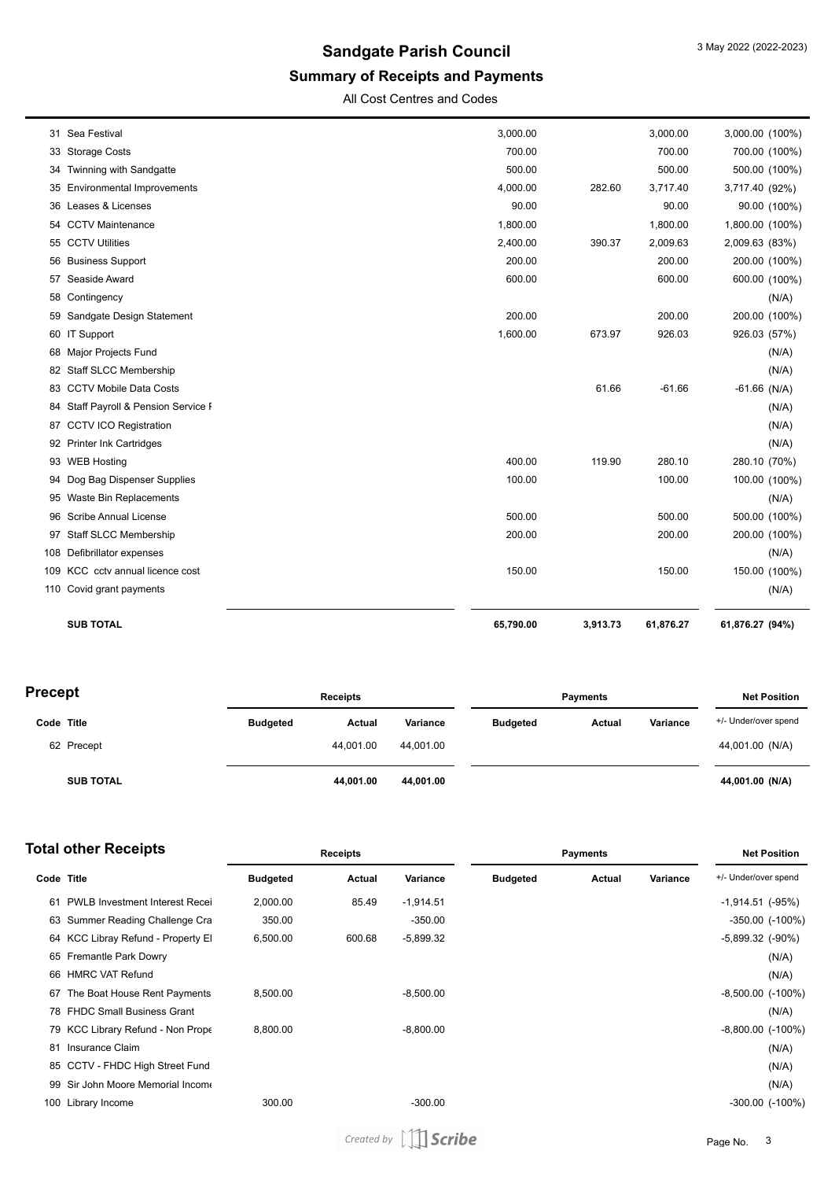# Sandgate Parish Council

## Summary of Receipts and Payments

All Cost Centres and Codes

| Code | Title | Receipts Budgeted | Receipts Actual | Receipts Variance | Payments Budgeted | Payments Actual | Payments Variance | Net Position +/- Under/over spend |
|---|---|---|---|---|---|---|---|---|
| 31 | Sea Festival | | | | 3,000.00 | | 3,000.00 | 3,000.00 (100%) |
| 33 | Storage Costs | | | | 700.00 | | 700.00 | 700.00 (100%) |
| 34 | Twinning with Sandgatte | | | | 500.00 | | 500.00 | 500.00 (100%) |
| 35 | Environmental Improvements | | | | 4,000.00 | 282.60 | 3,717.40 | 3,717.40 (92%) |
| 36 | Leases & Licenses | | | | 90.00 | | 90.00 | 90.00 (100%) |
| 54 | CCTV Maintenance | | | | 1,800.00 | | 1,800.00 | 1,800.00 (100%) |
| 55 | CCTV Utilities | | | | 2,400.00 | 390.37 | 2,009.63 | 2,009.63 (83%) |
| 56 | Business Support | | | | 200.00 | | 200.00 | 200.00 (100%) |
| 57 | Seaside Award | | | | 600.00 | | 600.00 | 600.00 (100%) |
| 58 | Contingency | | | | | | | (N/A) |
| 59 | Sandgate Design Statement | | | | 200.00 | | 200.00 | 200.00 (100%) |
| 60 | IT Support | | | | 1,600.00 | 673.97 | 926.03 | 926.03 (57%) |
| 68 | Major Projects Fund | | | | | | | (N/A) |
| 82 | Staff SLCC Membership | | | | | | | (N/A) |
| 83 | CCTV Mobile Data Costs | | | | | 61.66 | -61.66 | -61.66 (N/A) |
| 84 | Staff Payroll & Pension Service F | | | | | | | (N/A) |
| 87 | CCTV ICO Registration | | | | | | | (N/A) |
| 92 | Printer Ink Cartridges | | | | | | | (N/A) |
| 93 | WEB Hosting | | | | 400.00 | 119.90 | 280.10 | 280.10 (70%) |
| 94 | Dog Bag Dispenser Supplies | | | | 100.00 | | 100.00 | 100.00 (100%) |
| 95 | Waste Bin Replacements | | | | | | | (N/A) |
| 96 | Scribe Annual License | | | | 500.00 | | 500.00 | 500.00 (100%) |
| 97 | Staff SLCC Membership | | | | 200.00 | | 200.00 | 200.00 (100%) |
| 108 | Defibrillator expenses | | | | | | | (N/A) |
| 109 | KCC cctv annual licence cost | | | | 150.00 | | 150.00 | 150.00 (100%) |
| 110 | Covid grant payments | | | | | | | (N/A) |
| | **SUB TOTAL** | | | | **65,790.00** | **3,913.73** | **61,876.27** | **61,876.27 (94%)** |

## Precept

| Code | Title | Receipts Budgeted | Receipts Actual | Receipts Variance | Payments Budgeted | Payments Actual | Payments Variance | Net Position +/- Under/over spend |
|---|---|---|---|---|---|---|---|---|
| 62 | Precept | | 44,001.00 | 44,001.00 | | | | 44,001.00 (N/A) |
| | **SUB TOTAL** | | **44,001.00** | **44,001.00** | | | | **44,001.00 (N/A)** |

## Total other Receipts

| Code | Title | Receipts Budgeted | Receipts Actual | Receipts Variance | Payments Budgeted | Payments Actual | Payments Variance | Net Position +/- Under/over spend |
|---|---|---|---|---|---|---|---|---|
| 61 | PWLB Investment Interest Recei | 2,000.00 | 85.49 | -1,914.51 | | | | -1,914.51 (-95%) |
| 63 | Summer Reading Challenge Cra | 350.00 | | -350.00 | | | | -350.00 (-100%) |
| 64 | KCC Libray Refund - Property El | 6,500.00 | 600.68 | -5,899.32 | | | | -5,899.32 (-90%) |
| 65 | Fremantle Park Dowry | | | | | | | (N/A) |
| 66 | HMRC VAT Refund | | | | | | | (N/A) |
| 67 | The Boat House Rent Payments | 8,500.00 | | -8,500.00 | | | | -8,500.00 (-100%) |
| 78 | FHDC Small Business Grant | | | | | | | (N/A) |
| 79 | KCC Library Refund - Non Prope | 8,800.00 | | -8,800.00 | | | | -8,800.00 (-100%) |
| 81 | Insurance Claim | | | | | | | (N/A) |
| 85 | CCTV - FHDC High Street Fund | | | | | | | (N/A) |
| 99 | Sir John Moore Memorial Income | | | | | | | (N/A) |
| 100 | Library Income | 300.00 | | -300.00 | | | | -300.00 (-100%) |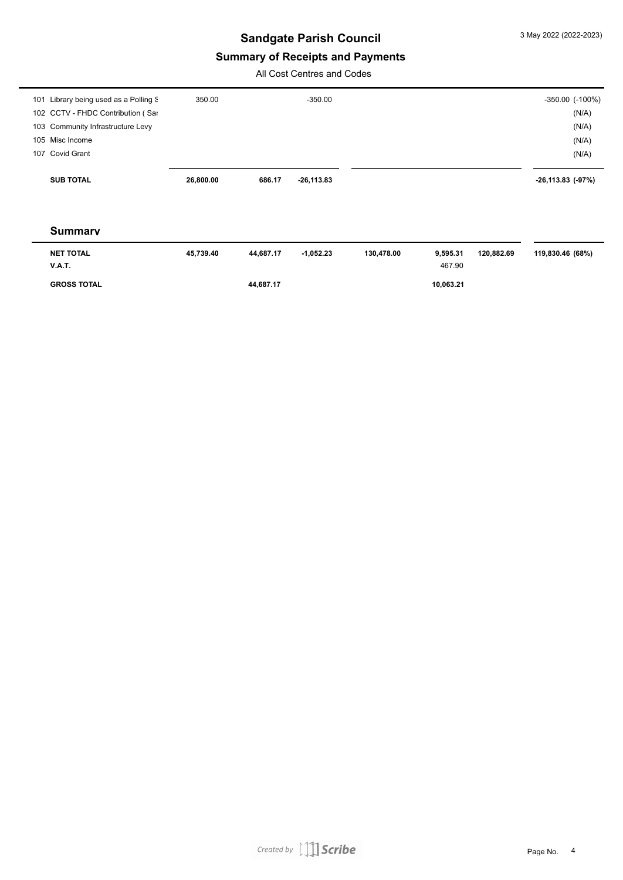# Sandgate Parish Council

## Summary of Receipts and Payments

All Cost Centres and Codes

| | | | | | | | |
|---|---|---|---|---|---|---|---|
| 101 Library being used as a Polling S | 350.00 | | -350.00 | | | | -350.00 (-100%) |
| 102 CCTV - FHDC Contribution ( Sar | | | | | | | (N/A) |
| 103 Community Infrastructure Levy | | | | | | | (N/A) |
| 105 Misc Income | | | | | | | (N/A) |
| 107 Covid Grant | | | | | | | (N/A) |
| **SUB TOTAL** | **26,800.00** | **686.17** | **-26,113.83** | | | | **-26,113.83 (-97%)** |

## Summary

| | | | | | | | |
|---|---|---|---|---|---|---|---|
| **NET TOTAL** | **45,739.40** | **44,687.17** | **-1,052.23** | **130,478.00** | **9,595.31** | **120,882.69** | **119,830.46 (68%)** |
| **V.A.T.** | | | | | 467.90 | | |
| **GROSS TOTAL** | | **44,687.17** | | | **10,063.21** | | |